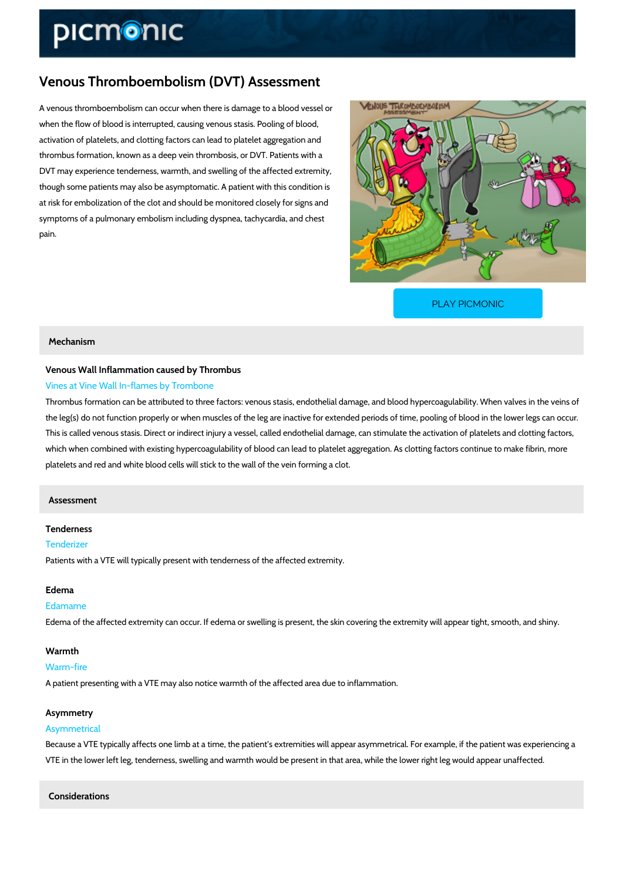# Venous Thromboembolism (DVT) Assessment

A venous thromboembolism can occur when there is damage to a blood vessel or when the flow of blood is interrupted, causing venous stasis. Pooling of blood, activation of platelets, and clotting factors can lead to platelet aggregation and thrombus formation, known as a deep vein thrombosis, or DVT. Patients with a DVT may experience tenderness, warmth, and swelling of the affected extremity, though some patients may also be asymptomatic. A patient with this condition is at risk for embolization of the clot and should be monitored closely for signs and symptoms of a pulmonary embolism including dyspnea, tachycardia, and chest pain.

PLAY PICMONIC

## Mechanism

### Venous Wall Inflammation caused by Thrombus

Vines at Vine Wall In-flames by Trombone

Thrombus formation can be attributed to three factors: venous stasis, endothelial damage, and blood hypercoagulability. When valves in the veins of the leg(s) do not function properly or when muscles of the leg are inactive for extended periods of time, pooling of blood in the lower legs can occur. This is called venous stasis. Direct or indirect injury a vessel, called endothelial damage, can stimulate the activation of platelets and clotting factors, which when combined with existing hypercoagulability of blood can lead to platelet aggregation. As clotting factors continue to make fibrin, more platelets and red and white blood cells will stick to the wall of the vein forming a clot.

## Assessment

### Tenderness

Tenderizer

Patients with a VTE will typically present with tenderness of the affected extremity.

### Edema

Edamame

Edema of the affected extremity can occur. If edema or swelling is present, the skin covering the extremity will appear tight, smooth, and shiny.

### Warmth

Warm-fire

A patient presenting with a VTE may also notice warmth of the affected area due to inflammation.

### Asymmetry

Asymmetrical

Because a VTE typically affects one limb at a time, the patient's extremities will appear asymmetrical. For example, if the patient was experiencing a VTE in the lower left leg, tenderness, swelling and warmth would be present in that area, while the lower right leg would appear unaffected.

## Considerations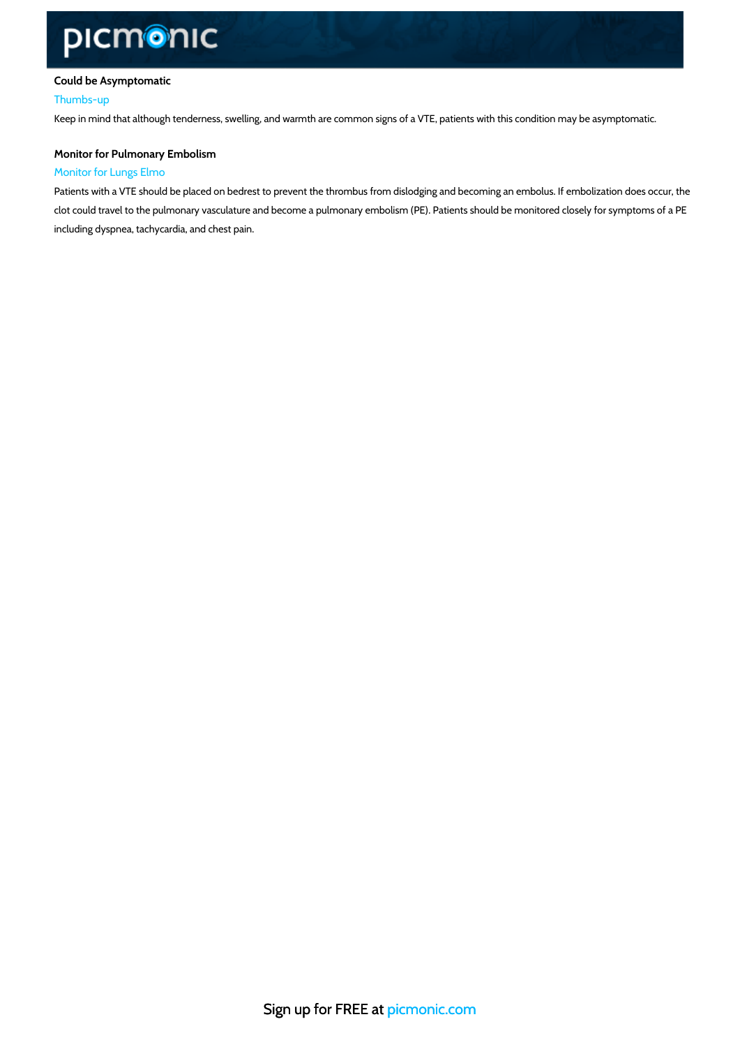**Could be Asymptomatic**

Thumbs-up

Keep in mind that although tenderness, swelling, and warmth are common signs of a VTE, patients with this condition may be asymptomatic.

**Monitor for Pulmonary Embolism**

Monitor for Lungs Elmo

Patients with a VTE should be placed on bedrest to prevent the thrombus from dislodging and becoming an embolus. If embolization does occur, the clot could travel to the pulmonary vasculature and become a pulmonary embolism (PE). Patients should be monitored closely for symptoms of a PE including dyspnea, tachycardia, and chest pain.